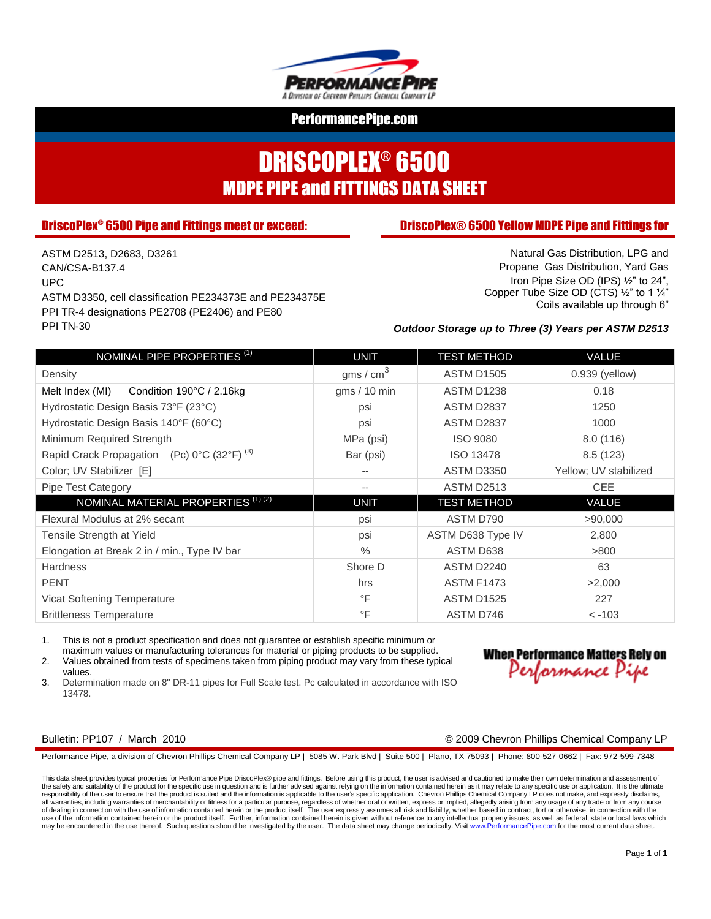PerformancePipe.com

# DRISCOPLEX® 6500

## MDPE PIPE and FITTINGS DATA SHEET

### DriscoPlex® 6500 Pipe and Fittings meet or exceed:

ASTM D2513, D2683, D3261
CAN/CSA-B137.4
UPC
ASTM D3350, cell classification PE234373E and PE234375E
PPI TR-4 designations PE2708 (PE2406) and PE80
PPI TN-30

### DriscoPlex® 6500 Yellow MDPE Pipe and Fittings for

Natural Gas Distribution, LPG and Propane Gas Distribution, Yard Gas
Iron Pipe Size OD (IPS) ½" to 24",
Copper Tube Size OD (CTS) ½" to 1 ¼"
Coils available up through 6"

***Outdoor Storage up to Three (3) Years per ASTM D2513***

| NOMINAL PIPE PROPERTIES [1] | UNIT | TEST METHOD | VALUE |
|---|---|---|---|
| Density | gms / $cm^3$ | ASTM D1505 | 0.939 (yellow) |
| Melt Index (MI) Condition 190°C / 2.16kg | gms / 10 min | ASTM D1238 | 0.18 |
| Hydrostatic Design Basis 73°F (23°C) | psi | ASTM D2837 | 1250 |
| Hydrostatic Design Basis 140°F (60°C) | psi | ASTM D2837 | 1000 |
| Minimum Required Strength | MPa (psi) | ISO 9080 | 8.0 (116) |
| Rapid Crack Propagation (Pc) 0°C (32°F) [3] | Bar (psi) | ISO 13478 | 8.5 (123) |
| Color; UV Stabilizer [E] | -- | ASTM D3350 | Yellow; UV stabilized |
| Pipe Test Category | -- | ASTM D2513 | CEE |
| **NOMINAL MATERIAL PROPERTIES [1] [2]** | **UNIT** | **TEST METHOD** | **VALUE** |
| Flexural Modulus at 2% secant | psi | ASTM D790 | >90,000 |
| Tensile Strength at Yield | psi | ASTM D638 Type IV | 2,800 |
| Elongation at Break 2 in / min., Type IV bar | % | ASTM D638 | >800 |
| Hardness | Shore D | ASTM D2240 | 63 |
| PENT | hrs | ASTM F1473 | >2,000 |
| Vicat Softening Temperature | °F | ASTM D1525 | 227 |
| Brittleness Temperature | °F | ASTM D746 | < -103 |

1. This is not a product specification and does not guarantee or establish specific minimum or maximum values or manufacturing tolerances for material or piping products to be supplied.
2. Values obtained from tests of specimens taken from piping product may vary from these typical values.
3. Determination made on 8" DR-11 pipes for Full Scale test. Pc calculated in accordance with ISO 13478.

When Performance Matters Rely on Performance Pipe

Bulletin: PP107 / March 2010

© 2009 Chevron Phillips Chemical Company LP

Performance Pipe, a division of Chevron Phillips Chemical Company LP | 5085 W. Park Blvd | Suite 500 | Plano, TX 75093 | Phone: 800-527-0662 | Fax: 972-599-7348

This data sheet provides typical properties for Performance Pipe DriscoPlex® pipe and fittings. Before using this product, the user is advised and cautioned to make their own determination and assessment of the safety and suitability of the product for the specific use in question and is further advised against relying on the information contained herein as it may relate to any specific use or application. It is the ultimate responsibility of the user to ensure that the product is suited and the information is applicable to the user's specific application. Chevron Phillips Chemical Company LP does not make, and expressly disclaims, all warranties, including warranties of merchantability or fitness for a particular purpose, regardless of whether oral or written, express or implied, allegedly arising from any usage of any trade or from any course of dealing in connection with the use of information contained herein or the product itself. The user expressly assumes all risk and liability, whether based in contract, tort or otherwise, in connection with the use of the information contained herein or the product itself. Further, information contained herein is given without reference to any intellectual property issues, as well as federal, state or local laws which may be encountered in the use thereof. Such questions should be investigated by the user. The data sheet may change periodically. Visit www.PerformancePipe.com for the most current data sheet.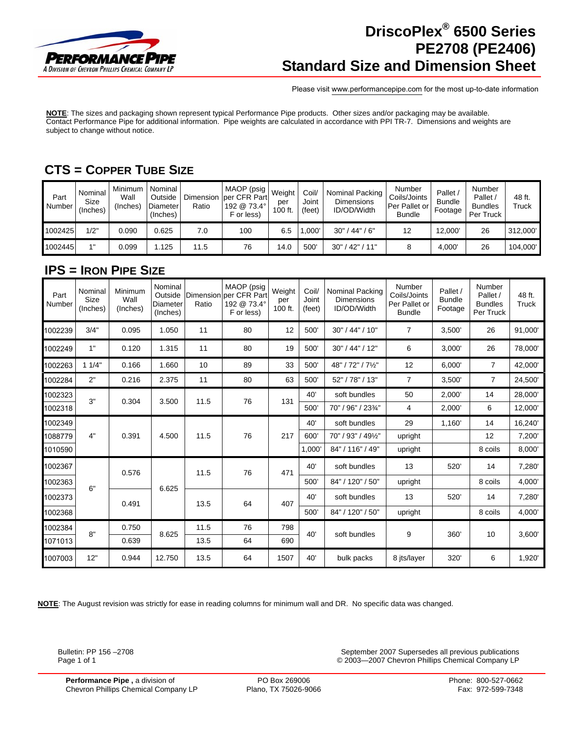# DriscoPlex® 6500 Series PE2708 (PE2406) Standard Size and Dimension Sheet

Please visit www.performancepipe.com for the most up-to-date information

**NOTE**: The sizes and packaging shown represent typical Performance Pipe products. Other sizes and/or packaging may be available. Contact Performance Pipe for additional information. Pipe weights are calculated in accordance with PPI TR-7. Dimensions and weights are subject to change without notice.

## CTS = Copper Tube Size

| Part Number | Nominal Size (Inches) | Minimum Wall (Inches) | Nominal Outside Diameter (Inches) | Dimension Ratio | MAOP (psig per CFR Part 192 @ 73.4° F or less) | Weight per 100 ft. | Coil/ Joint (feet) | Nominal Packing Dimensions ID/OD/Width | Number Coils/Joints Per Pallet or Bundle | Pallet / Bundle Footage | Number Pallet / Bundles Per Truck | 48 ft. Truck |
|---|---|---|---|---|---|---|---|---|---|---|---|---|
| 1002425 | 1/2" | 0.090 | 0.625 | 7.0 | 100 | 6.5 | 1,000' | 30" / 44" / 6" | 12 | 12,000' | 26 | 312,000' |
| 1002445 | 1" | 0.099 | 1.125 | 11.5 | 76 | 14.0 | 500' | 30" / 42" / 11" | 8 | 4,000' | 26 | 104,000' |

## IPS = Iron Pipe Size

| Part Number | Nominal Size (Inches) | Minimum Wall (Inches) | Nominal Outside Diameter (Inches) | Dimension Ratio | MAOP (psig per CFR Part 192 @ 73.4° F or less) | Weight per 100 ft. | Coil/ Joint (feet) | Nominal Packing Dimensions ID/OD/Width | Number Coils/Joints Per Pallet or Bundle | Pallet / Bundle Footage | Number Pallet / Bundles Per Truck | 48 ft. Truck |
|---|---|---|---|---|---|---|---|---|---|---|---|---|
| 1002239 | 3/4" | 0.095 | 1.050 | 11 | 80 | 12 | 500' | 30" / 44" / 10" | 7 | 3,500' | 26 | 91,000' |
| 1002249 | 1" | 0.120 | 1.315 | 11 | 80 | 19 | 500' | 30" / 44" / 12" | 6 | 3,000' | 26 | 78,000' |
| 1002263 | 1 1/4" | 0.166 | 1.660 | 10 | 89 | 33 | 500' | 48" / 72" / 7½" | 12 | 6,000' | 7 | 42,000' |
| 1002284 | 2" | 0.216 | 2.375 | 11 | 80 | 63 | 500' | 52" / 78" / 13" | 7 | 3,500' | 7 | 24,500' |
| 1002323 | 3" | 0.304 | 3.500 | 11.5 | 76 | 131 | 40' | soft bundles | 50 | 2,000' | 14 | 28,000' |
| 1002318 | | | | | | | 500' | 70" / 96" / 23¾" | 4 | 2,000' | 6 | 12,000' |
| 1002349 | 4" | 0.391 | 4.500 | 11.5 | 76 | 217 | 40' | soft bundles | 29 | 1,160' | 14 | 16,240' |
| 1088779 | | | | | | | 600' | 70" / 93" / 49½" | upright | | 12 | 7,200' |
| 1010590 | | | | | | | 1,000' | 84" / 116" / 49" | upright | | 8 coils | 8,000' |
| 1002367 | 6" | 0.576 | 6.625 | 11.5 | 76 | 471 | 40' | soft bundles | 13 | 520' | 14 | 7,280' |
| 1002363 | | | | | | | 500' | 84" / 120" / 50" | upright | | 8 coils | 4,000' |
| 1002373 | | 0.491 | | 13.5 | 64 | 407 | 40' | soft bundles | 13 | 520' | 14 | 7,280' |
| 1002368 | | | | | | | 500' | 84" / 120" / 50" | upright | | 8 coils | 4,000' |
| 1002384 | 8" | 0.750 | 8.625 | 11.5 | 76 | 798 | 40' | soft bundles | 9 | 360' | 10 | 3,600' |
| 1071013 | | 0.639 | | 13.5 | 64 | 690 | | | | | | |
| 1007003 | 12" | 0.944 | 12.750 | 13.5 | 64 | 1507 | 40' | bulk packs | 8 jts/layer | 320' | 6 | 1,920' |

**NOTE**: The August revision was strictly for ease in reading columns for minimum wall and DR. No specific data was changed.

Bulletin: PP 156 –2708
Page 1 of 1

September 2007 Supersedes all previous publications
© 2003—2007 Chevron Phillips Chemical Company LP

**Performance Pipe ,** a division of Chevron Phillips Chemical Company LP

PO Box 269006
Plano, TX 75026-9066

Phone: 800-527-0662
Fax: 972-599-7348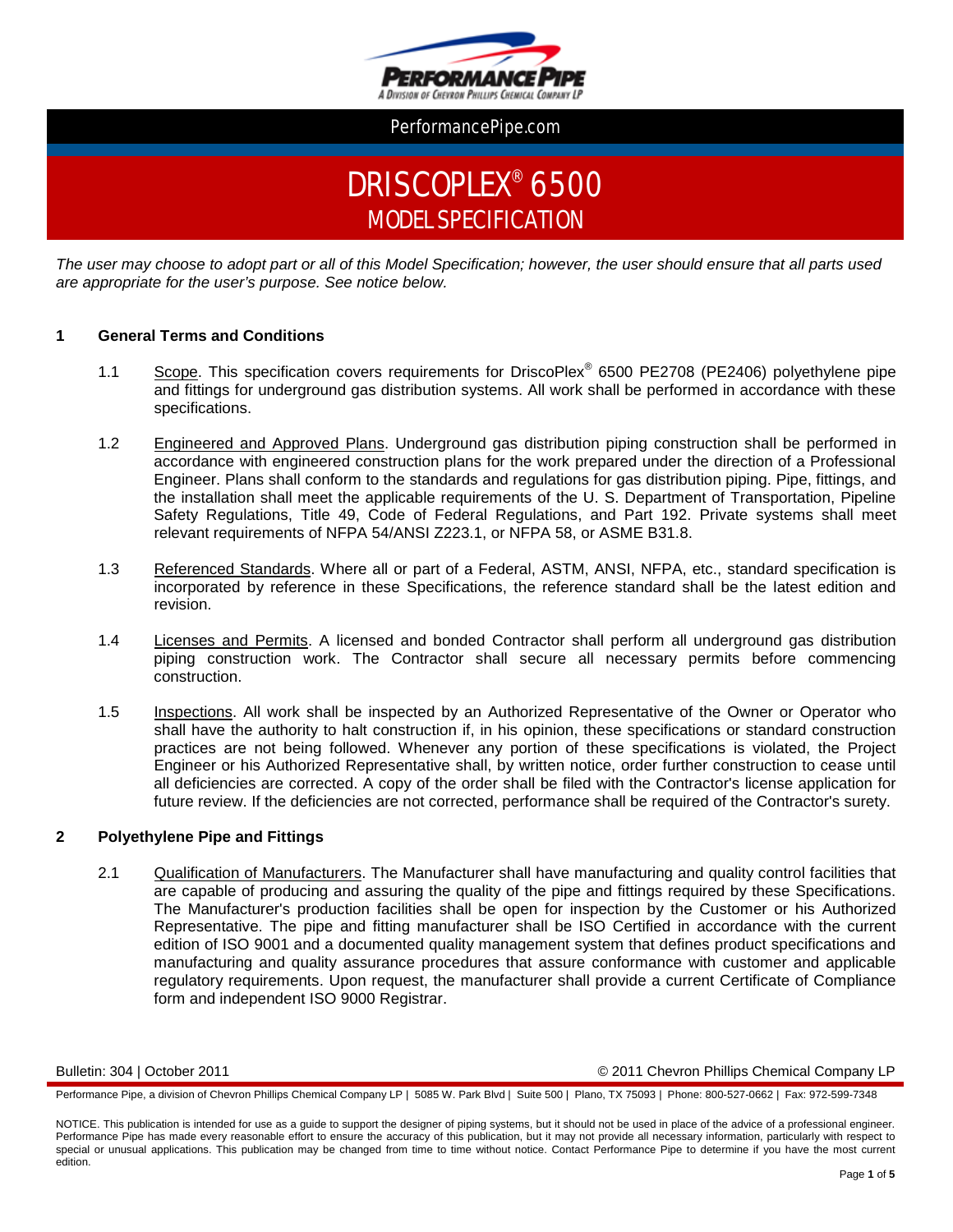# DRISCOPLEX® 6500

## MODEL SPECIFICATION

*The user may choose to adopt part or all of this Model Specification; however, the user should ensure that all parts used are appropriate for the user's purpose. See notice below.*

### 1 General Terms and Conditions

1.1 Scope. This specification covers requirements for DriscoPlex® 6500 PE2708 (PE2406) polyethylene pipe and fittings for underground gas distribution systems. All work shall be performed in accordance with these specifications.

1.2 Engineered and Approved Plans. Underground gas distribution piping construction shall be performed in accordance with engineered construction plans for the work prepared under the direction of a Professional Engineer. Plans shall conform to the standards and regulations for gas distribution piping. Pipe, fittings, and the installation shall meet the applicable requirements of the U. S. Department of Transportation, Pipeline Safety Regulations, Title 49, Code of Federal Regulations, and Part 192. Private systems shall meet relevant requirements of NFPA 54/ANSI Z223.1, or NFPA 58, or ASME B31.8.

1.3 Referenced Standards. Where all or part of a Federal, ASTM, ANSI, NFPA, etc., standard specification is incorporated by reference in these Specifications, the reference standard shall be the latest edition and revision.

1.4 Licenses and Permits. A licensed and bonded Contractor shall perform all underground gas distribution piping construction work. The Contractor shall secure all necessary permits before commencing construction.

1.5 Inspections. All work shall be inspected by an Authorized Representative of the Owner or Operator who shall have the authority to halt construction if, in his opinion, these specifications or standard construction practices are not being followed. Whenever any portion of these specifications is violated, the Project Engineer or his Authorized Representative shall, by written notice, order further construction to cease until all deficiencies are corrected. A copy of the order shall be filed with the Contractor's license application for future review. If the deficiencies are not corrected, performance shall be required of the Contractor's surety.

### 2 Polyethylene Pipe and Fittings

2.1 Qualification of Manufacturers. The Manufacturer shall have manufacturing and quality control facilities that are capable of producing and assuring the quality of the pipe and fittings required by these Specifications. The Manufacturer's production facilities shall be open for inspection by the Customer or his Authorized Representative. The pipe and fitting manufacturer shall be ISO Certified in accordance with the current edition of ISO 9001 and a documented quality management system that defines product specifications and manufacturing and quality assurance procedures that assure conformance with customer and applicable regulatory requirements. Upon request, the manufacturer shall provide a current Certificate of Compliance form and independent ISO 9000 Registrar.

Bulletin: 304 | October 2011 © 2011 Chevron Phillips Chemical Company LP

Performance Pipe, a division of Chevron Phillips Chemical Company LP | 5085 W. Park Blvd | Suite 500 | Plano, TX 75093 | Phone: 800-527-0662 | Fax: 972-599-7348

NOTICE. This publication is intended for use as a guide to support the designer of piping systems, but it should not be used in place of the advice of a professional engineer. Performance Pipe has made every reasonable effort to ensure the accuracy of this publication, but it may not provide all necessary information, particularly with respect to special or unusual applications. This publication may be changed from time to time without notice. Contact Performance Pipe to determine if you have the most current edition.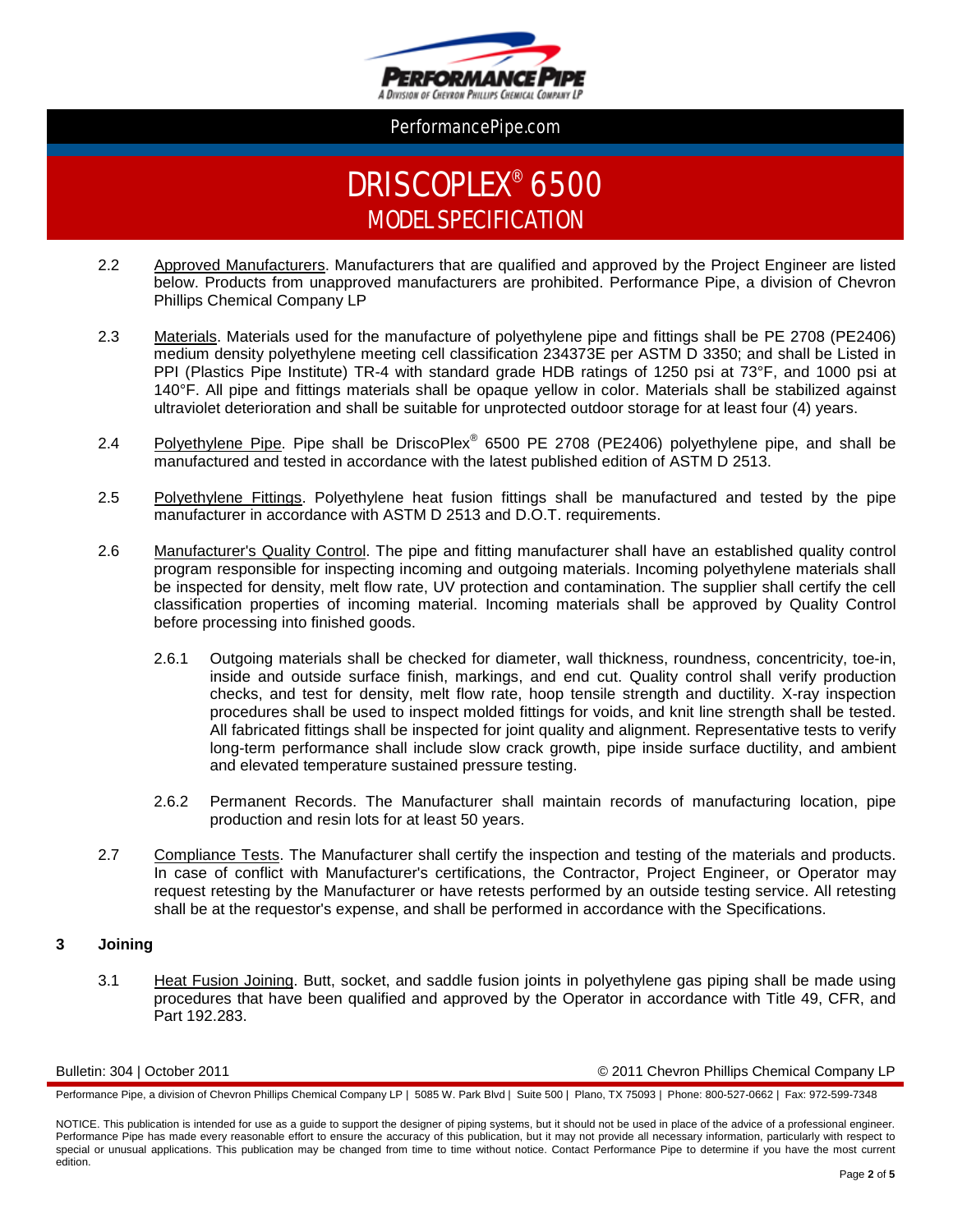2.2 Approved Manufacturers. Manufacturers that are qualified and approved by the Project Engineer are listed below. Products from unapproved manufacturers are prohibited. Performance Pipe, a division of Chevron Phillips Chemical Company LP

2.3 Materials. Materials used for the manufacture of polyethylene pipe and fittings shall be PE 2708 (PE2406) medium density polyethylene meeting cell classification 234373E per ASTM D 3350; and shall be Listed in PPI (Plastics Pipe Institute) TR-4 with standard grade HDB ratings of 1250 psi at 73°F, and 1000 psi at 140°F. All pipe and fittings materials shall be opaque yellow in color. Materials shall be stabilized against ultraviolet deterioration and shall be suitable for unprotected outdoor storage for at least four (4) years.

2.4 Polyethylene Pipe. Pipe shall be DriscoPlex® 6500 PE 2708 (PE2406) polyethylene pipe, and shall be manufactured and tested in accordance with the latest published edition of ASTM D 2513.

2.5 Polyethylene Fittings. Polyethylene heat fusion fittings shall be manufactured and tested by the pipe manufacturer in accordance with ASTM D 2513 and D.O.T. requirements.

2.6 Manufacturer's Quality Control. The pipe and fitting manufacturer shall have an established quality control program responsible for inspecting incoming and outgoing materials. Incoming polyethylene materials shall be inspected for density, melt flow rate, UV protection and contamination. The supplier shall certify the cell classification properties of incoming material. Incoming materials shall be approved by Quality Control before processing into finished goods.

2.6.1 Outgoing materials shall be checked for diameter, wall thickness, roundness, concentricity, toe-in, inside and outside surface finish, markings, and end cut. Quality control shall verify production checks, and test for density, melt flow rate, hoop tensile strength and ductility. X-ray inspection procedures shall be used to inspect molded fittings for voids, and knit line strength shall be tested. All fabricated fittings shall be inspected for joint quality and alignment. Representative tests to verify long-term performance shall include slow crack growth, pipe inside surface ductility, and ambient and elevated temperature sustained pressure testing.

2.6.2 Permanent Records. The Manufacturer shall maintain records of manufacturing location, pipe production and resin lots for at least 50 years.

2.7 Compliance Tests. The Manufacturer shall certify the inspection and testing of the materials and products. In case of conflict with Manufacturer's certifications, the Contractor, Project Engineer, or Operator may request retesting by the Manufacturer or have retests performed by an outside testing service. All retesting shall be at the requestor's expense, and shall be performed in accordance with the Specifications.

## 3 Joining

3.1 Heat Fusion Joining. Butt, socket, and saddle fusion joints in polyethylene gas piping shall be made using procedures that have been qualified and approved by the Operator in accordance with Title 49, CFR, and Part 192.283.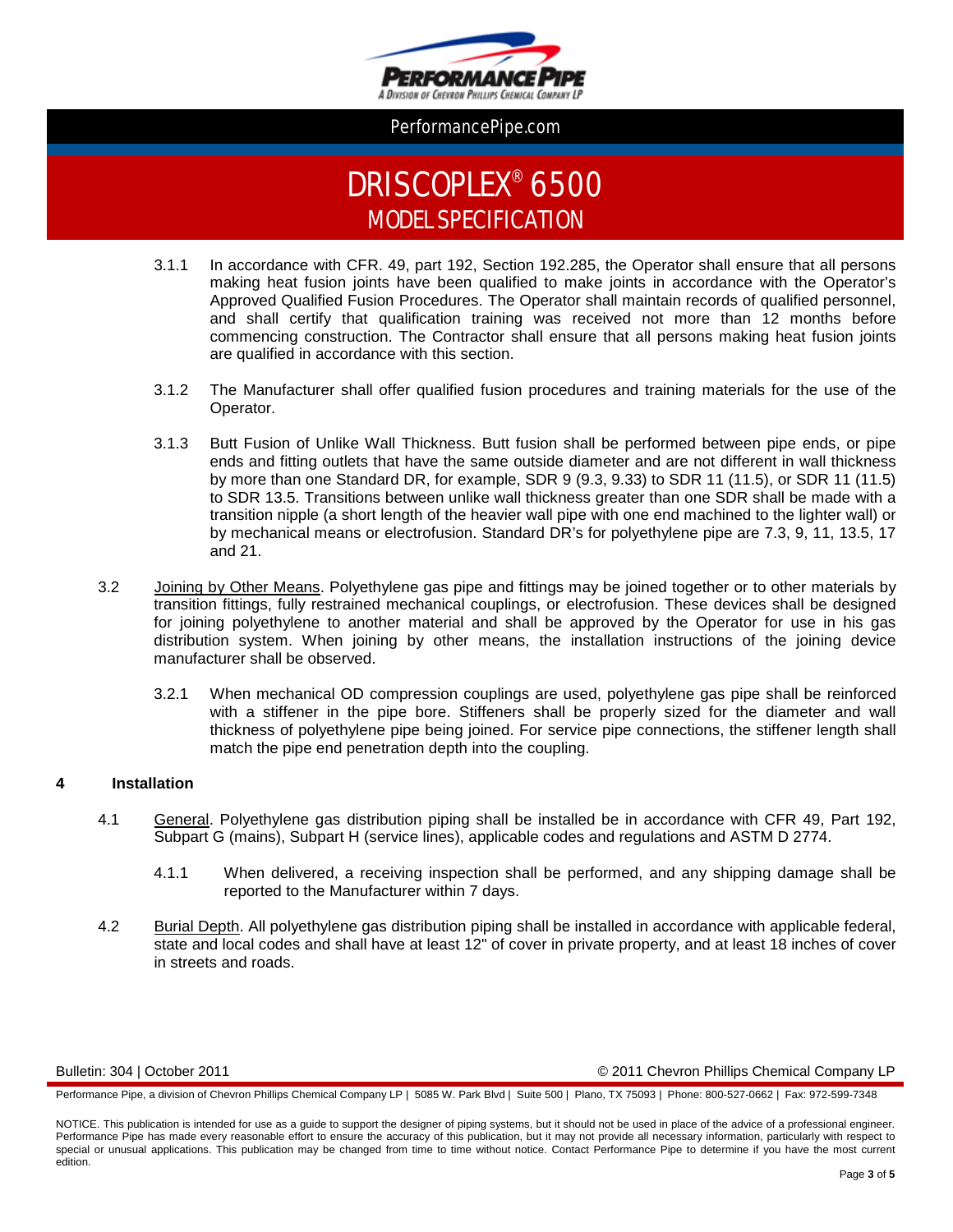3.1.1 In accordance with CFR. 49, part 192, Section 192.285, the Operator shall ensure that all persons making heat fusion joints have been qualified to make joints in accordance with the Operator's Approved Qualified Fusion Procedures. The Operator shall maintain records of qualified personnel, and shall certify that qualification training was received not more than 12 months before commencing construction. The Contractor shall ensure that all persons making heat fusion joints are qualified in accordance with this section.

3.1.2 The Manufacturer shall offer qualified fusion procedures and training materials for the use of the Operator.

3.1.3 Butt Fusion of Unlike Wall Thickness. Butt fusion shall be performed between pipe ends, or pipe ends and fitting outlets that have the same outside diameter and are not different in wall thickness by more than one Standard DR, for example, SDR 9 (9.3, 9.33) to SDR 11 (11.5), or SDR 11 (11.5) to SDR 13.5. Transitions between unlike wall thickness greater than one SDR shall be made with a transition nipple (a short length of the heavier wall pipe with one end machined to the lighter wall) or by mechanical means or electrofusion. Standard DR's for polyethylene pipe are 7.3, 9, 11, 13.5, 17 and 21.

3.2 Joining by Other Means. Polyethylene gas pipe and fittings may be joined together or to other materials by transition fittings, fully restrained mechanical couplings, or electrofusion. These devices shall be designed for joining polyethylene to another material and shall be approved by the Operator for use in his gas distribution system. When joining by other means, the installation instructions of the joining device manufacturer shall be observed.

3.2.1 When mechanical OD compression couplings are used, polyethylene gas pipe shall be reinforced with a stiffener in the pipe bore. Stiffeners shall be properly sized for the diameter and wall thickness of polyethylene pipe being joined. For service pipe connections, the stiffener length shall match the pipe end penetration depth into the coupling.

## 4 Installation

4.1 General. Polyethylene gas distribution piping shall be installed be in accordance with CFR 49, Part 192, Subpart G (mains), Subpart H (service lines), applicable codes and regulations and ASTM D 2774.

4.1.1 When delivered, a receiving inspection shall be performed, and any shipping damage shall be reported to the Manufacturer within 7 days.

4.2 Burial Depth. All polyethylene gas distribution piping shall be installed in accordance with applicable federal, state and local codes and shall have at least 12" of cover in private property, and at least 18 inches of cover in streets and roads.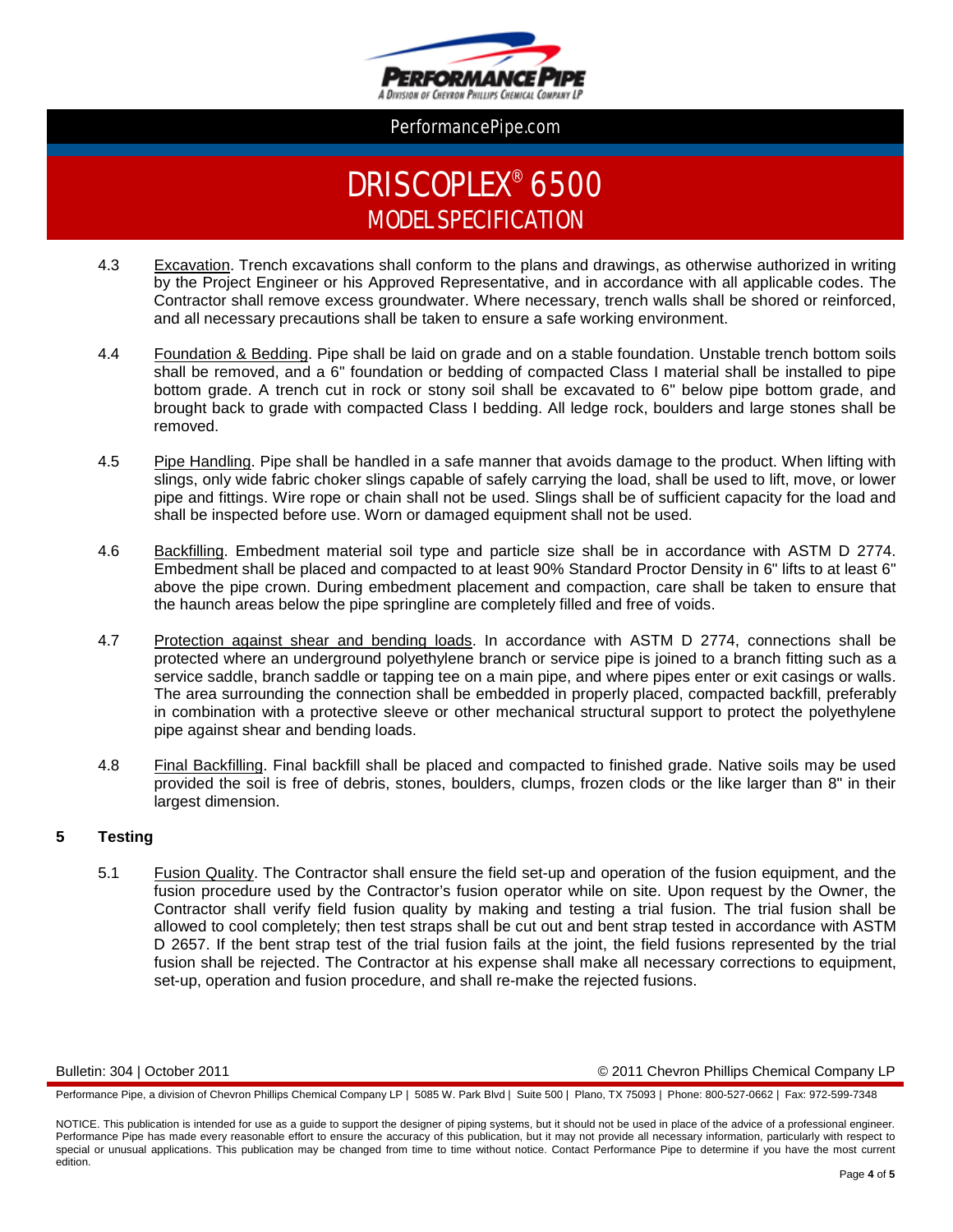4.3 Excavation. Trench excavations shall conform to the plans and drawings, as otherwise authorized in writing by the Project Engineer or his Approved Representative, and in accordance with all applicable codes. The Contractor shall remove excess groundwater. Where necessary, trench walls shall be shored or reinforced, and all necessary precautions shall be taken to ensure a safe working environment.

4.4 Foundation & Bedding. Pipe shall be laid on grade and on a stable foundation. Unstable trench bottom soils shall be removed, and a 6" foundation or bedding of compacted Class I material shall be installed to pipe bottom grade. A trench cut in rock or stony soil shall be excavated to 6" below pipe bottom grade, and brought back to grade with compacted Class I bedding. All ledge rock, boulders and large stones shall be removed.

4.5 Pipe Handling. Pipe shall be handled in a safe manner that avoids damage to the product. When lifting with slings, only wide fabric choker slings capable of safely carrying the load, shall be used to lift, move, or lower pipe and fittings. Wire rope or chain shall not be used. Slings shall be of sufficient capacity for the load and shall be inspected before use. Worn or damaged equipment shall not be used.

4.6 Backfilling. Embedment material soil type and particle size shall be in accordance with ASTM D 2774. Embedment shall be placed and compacted to at least 90% Standard Proctor Density in 6" lifts to at least 6" above the pipe crown. During embedment placement and compaction, care shall be taken to ensure that the haunch areas below the pipe springline are completely filled and free of voids.

4.7 Protection against shear and bending loads. In accordance with ASTM D 2774, connections shall be protected where an underground polyethylene branch or service pipe is joined to a branch fitting such as a service saddle, branch saddle or tapping tee on a main pipe, and where pipes enter or exit casings or walls. The area surrounding the connection shall be embedded in properly placed, compacted backfill, preferably in combination with a protective sleeve or other mechanical structural support to protect the polyethylene pipe against shear and bending loads.

4.8 Final Backfilling. Final backfill shall be placed and compacted to finished grade. Native soils may be used provided the soil is free of debris, stones, boulders, clumps, frozen clods or the like larger than 8" in their largest dimension.

## 5 Testing

5.1 Fusion Quality. The Contractor shall ensure the field set-up and operation of the fusion equipment, and the fusion procedure used by the Contractor's fusion operator while on site. Upon request by the Owner, the Contractor shall verify field fusion quality by making and testing a trial fusion. The trial fusion shall be allowed to cool completely; then test straps shall be cut out and bent strap tested in accordance with ASTM D 2657. If the bent strap test of the trial fusion fails at the joint, the field fusions represented by the trial fusion shall be rejected. The Contractor at his expense shall make all necessary corrections to equipment, set-up, operation and fusion procedure, and shall re-make the rejected fusions.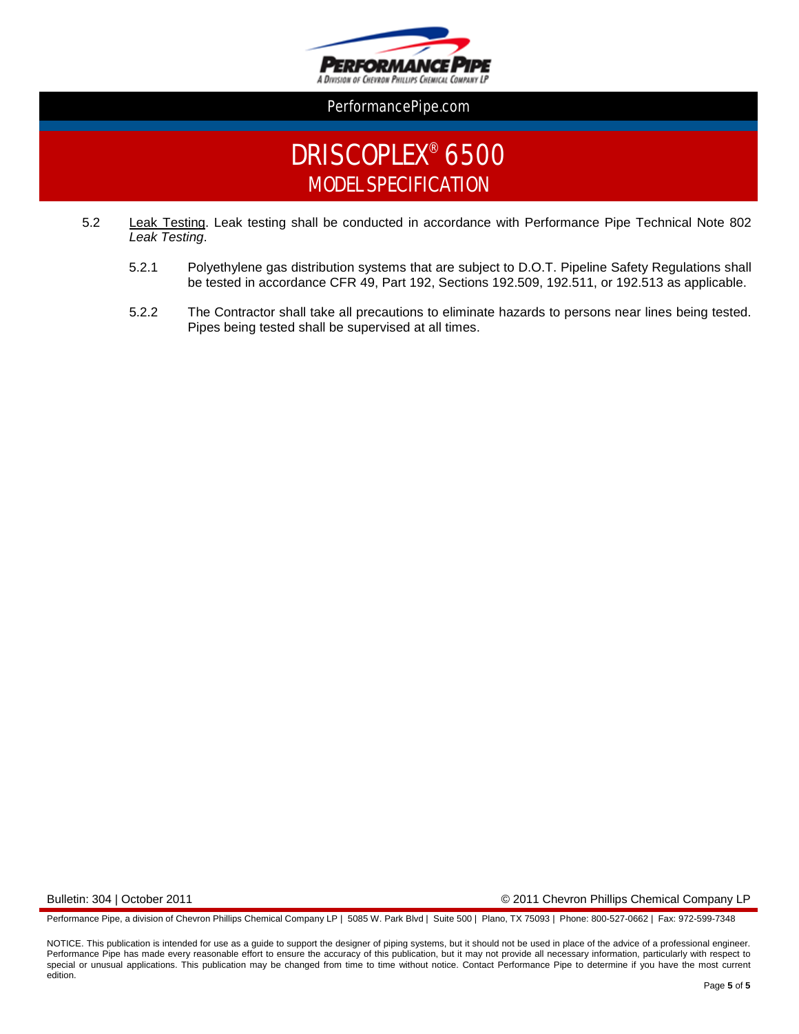5.2 Leak Testing. Leak testing shall be conducted in accordance with Performance Pipe Technical Note 802 *Leak Testing*.

5.2.1 Polyethylene gas distribution systems that are subject to D.O.T. Pipeline Safety Regulations shall be tested in accordance CFR 49, Part 192, Sections 192.509, 192.511, or 192.513 as applicable.

5.2.2 The Contractor shall take all precautions to eliminate hazards to persons near lines being tested. Pipes being tested shall be supervised at all times.

NOTICE. This publication is intended for use as a guide to support the designer of piping systems, but it should not be used in place of the advice of a professional engineer. Performance Pipe has made every reasonable effort to ensure the accuracy of this publication, but it may not provide all necessary information, particularly with respect to special or unusual applications. This publication may be changed from time to time without notice. Contact Performance Pipe to determine if you have the most current edition.